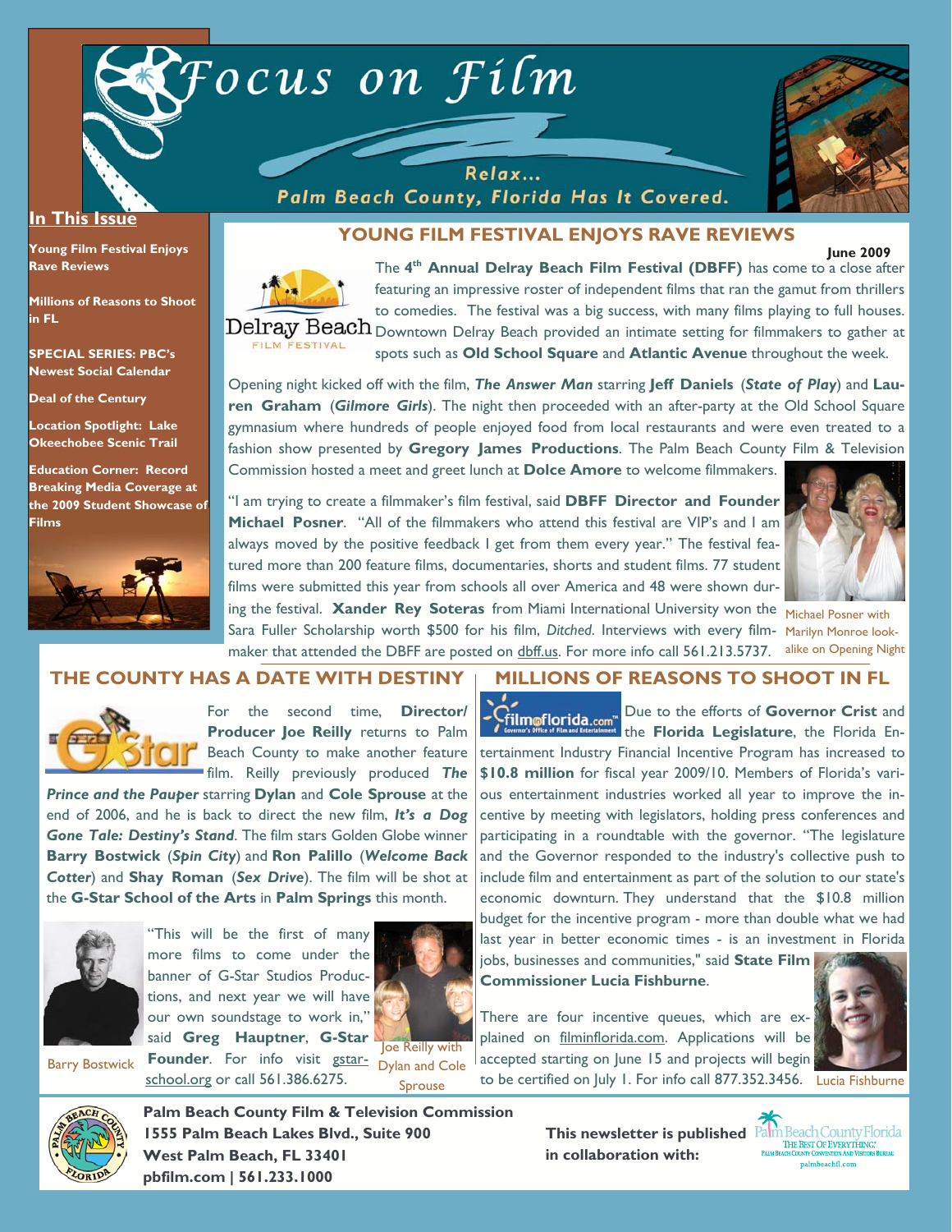# Focus on Film

Relax... Palm Beach County, Florida Has It Covered.

**In This Issue**

- Young Film Festival Enjoys Rave Reviews
- Millions of Reasons to Shoot in FL
- SPECIAL SERIES: PBC's Newest Social Calendar
- Deal of the Century
- Location Spotlight: Lake Okeechobee Scenic Trail
- Education Corner: Record Breaking Media Coverage at the 2009 Student Showcase of Films

**June 2009**

## YOUNG FILM FESTIVAL ENJOYS RAVE REVIEWS

Delray Beach FILM FESTIVAL

The 4th **Annual Delray Beach Film Festival (DBFF)** has come to a close after featuring an impressive roster of independent films that ran the gamut from thrillers to comedies. The festival was a big success, with many films playing to full houses. Downtown Delray Beach provided an intimate setting for filmmakers to gather at spots such as **Old School Square** and **Atlantic Avenue** throughout the week.

Opening night kicked off with the film, ***The Answer Man*** starring **Jeff Daniels** (***State of Play***) and **Lauren Graham** (***Gilmore Girls***). The night then proceeded with an after-party at the Old School Square gymnasium where hundreds of people enjoyed food from local restaurants and were even treated to a fashion show presented by **Gregory James Productions**. The Palm Beach County Film & Television Commission hosted a meet and greet lunch at **Dolce Amore** to welcome filmmakers.

"I am trying to create a filmmaker's film festival, said **DBFF Director and Founder Michael Posner**. "All of the filmmakers who attend this festival are VIP's and I am always moved by the positive feedback I get from them every year." The festival featured more than 200 feature films, documentaries, shorts and student films. 77 student films were submitted this year from schools all over America and 48 were shown during the festival. **Xander Rey Soteras** from Miami International University won the Sara Fuller Scholarship worth $500 for his film, *Ditched*. Interviews with every filmmaker that attended the DBFF are posted on dbff.us. For more info call 561.213.5737.

Michael Posner with Marilyn Monroe look-alike on Opening Night

## THE COUNTY HAS A DATE WITH DESTINY

For the second time, **Director/ Producer Joe Reilly** returns to Palm Beach County to make another feature film. Reilly previously produced ***The Prince and the Pauper*** starring **Dylan** and **Cole Sprouse** at the end of 2006, and he is back to direct the new film, ***It's a Dog Gone Tale: Destiny's Stand***. The film stars Golden Globe winner **Barry Bostwick** (***Spin City***) and **Ron Palillo** (***Welcome Back Cotter***) and **Shay Roman** (***Sex Drive***). The film will be shot at the **G-Star School of the Arts** in **Palm Springs** this month.

"This will be the first of many more films to come under the banner of G-Star Studios Productions, and next year we will have our own soundstage to work in," said **Greg Hauptner**, **G-Star Founder**. For info visit gstar-school.org or call 561.386.6275.

Barry Bostwick

Joe Reilly with Dylan and Cole Sprouse

## MILLIONS OF REASONS TO SHOOT IN FL

Due to the efforts of **Governor Crist** and the **Florida Legislature**, the Florida Entertainment Industry Financial Incentive Program has increased to **$10.8 million** for fiscal year 2009/10. Members of Florida's various entertainment industries worked all year to improve the incentive by meeting with legislators, holding press conferences and participating in a roundtable with the governor. "The legislature and the Governor responded to the industry's collective push to include film and entertainment as part of the solution to our state's economic downturn. They understand that the $10.8 million budget for the incentive program - more than double what we had last year in better economic times - is an investment in Florida jobs, businesses and communities," said **State Film Commissioner Lucia Fishburne**.

There are four incentive queues, which are explained on filminflorida.com. Applications will be accepted starting on June 15 and projects will begin to be certified on July 1. For info call 877.352.3456.

Lucia Fishburne

**Palm Beach County Film & Television Commission**
**1555 Palm Beach Lakes Blvd., Suite 900**
**West Palm Beach, FL 33401**
**pbfilm.com | 561.233.1000**

**This newsletter is published in collaboration with:** Palm Beach County Florida — The Best of Everything. Palm Beach County Convention and Visitors Bureau — palmbeachfl.com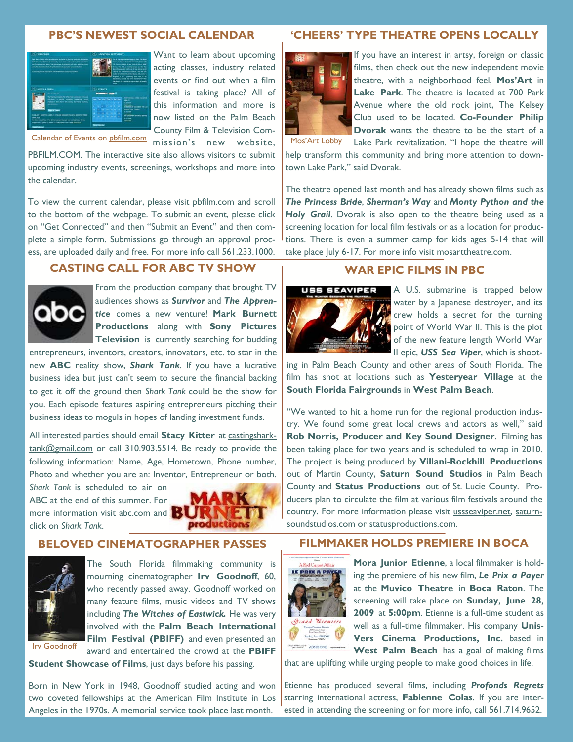## PBC'S NEWEST SOCIAL CALENDAR

Calendar of Events on pbfilm.com

Want to learn about upcoming acting classes, industry related events or find out when a film festival is taking place? All of this information and more is now listed on the Palm Beach County Film & Television Commission's new website, PBFILM.COM. The interactive site also allows visitors to submit upcoming industry events, screenings, workshops and more into the calendar.

To view the current calendar, please visit pbfilm.com and scroll to the bottom of the webpage. To submit an event, please click on "Get Connected" and then "Submit an Event" and then complete a simple form. Submissions go through an approval process, are uploaded daily and free. For more info call 561.233.1000.

## 'CHEERS' TYPE THEATRE OPENS LOCALLY

Mos'Art Lobby

If you have an interest in artsy, foreign or classic films, then check out the new independent movie theatre, with a neighborhood feel, **Mos'Art** in **Lake Park**. The theatre is located at 700 Park Avenue where the old rock joint, The Kelsey Club used to be located. **Co-Founder Philip Dvorak** wants the theatre to be the start of a Lake Park revitalization. "I hope the theatre will help transform this community and bring more attention to downtown Lake Park," said Dvorak.

The theatre opened last month and has already shown films such as ***The Princess Bride***, ***Sherman's Way*** and ***Monty Python and the Holy Grail***. Dvorak is also open to the theatre being used as a screening location for local film festivals or as a location for productions. There is even a summer camp for kids ages 5-14 that will take place July 6-17. For more info visit mosarttheatre.com.

## CASTING CALL FOR ABC TV SHOW

From the production company that brought TV audiences shows as ***Survivor*** and ***The Apprentice*** comes a new venture! **Mark Burnett Productions** along with **Sony Pictures Television** is currently searching for budding entrepreneurs, inventors, creators, innovators, etc. to star in the new **ABC** reality show, ***Shark Tank***. If you have a lucrative business idea but just can't seem to secure the financial backing to get it off the ground then *Shark Tank* could be the show for you. Each episode features aspiring entrepreneurs pitching their business ideas to moguls in hopes of landing investment funds.

All interested parties should email **Stacy Kitter** at castingsharktank@gmail.com or call 310.903.5514. Be ready to provide the following information: Name, Age, Hometown, Phone number, Photo and whether you are an: Inventor, Entrepreneur or both.

*Shark Tank* is scheduled to air on ABC at the end of this summer. For more information visit abc.com and click on *Shark Tank*.

## WAR EPIC FILMS IN PBC

A U.S. submarine is trapped below water by a Japanese destroyer, and its crew holds a secret for the turning point of World War II. This is the plot of the new feature length World War II epic, ***USS Sea Viper***, which is shooting in Palm Beach County and other areas of South Florida. The film has shot at locations such as **Yesteryear Village** at the **South Florida Fairgrounds** in **West Palm Beach**.

"We wanted to hit a home run for the regional production industry. We found some great local crews and actors as well," said **Rob Norris, Producer and Key Sound Designer**. Filming has been taking place for two years and is scheduled to wrap in 2010. The project is being produced by **Villani-Rockhill Productions** out of Martin County, **Saturn Sound Studios** in Palm Beach County and **Status Productions** out of St. Lucie County. Producers plan to circulate the film at various film festivals around the country. For more information please visit ussseaviper.net, saturnsoundstudios.com or statusproductions.com.

## BELOVED CINEMATOGRAPHER PASSES

Irv Goodnoff

The South Florida filmmaking community is mourning cinematographer **Irv Goodnoff**, 60, who recently passed away. Goodnoff worked on many feature films, music videos and TV shows including ***The Witches of Eastwick.*** He was very involved with the **Palm Beach International Film Festival (PBIFF)** and even presented an award and entertained the crowd at the **PBIFF Student Showcase of Films**, just days before his passing.

Born in New York in 1948, Goodnoff studied acting and won two coveted fellowships at the American Film Institute in Los Angeles in the 1970s. A memorial service took place last month.

## FILMMAKER HOLDS PREMIERE IN BOCA

**Mora Junior Etienne**, a local filmmaker is holding the premiere of his new film, ***Le Prix a Payer*** at the **Muvico Theatre** in **Boca Raton**. The screening will take place on **Sunday, June 28, 2009** at **5:00pm**. Etienne is a full-time student as well as a full-time filmmaker. His company **Unis-Vers Cinema Productions, Inc.** based in **West Palm Beach** has a goal of making films that are uplifting while urging people to make good choices in life.

Etienne has produced several films, including ***Profonds Regrets*** starring international actress, **Fabienne Colas**. If you are interested in attending the screening or for more info, call 561.714.9652.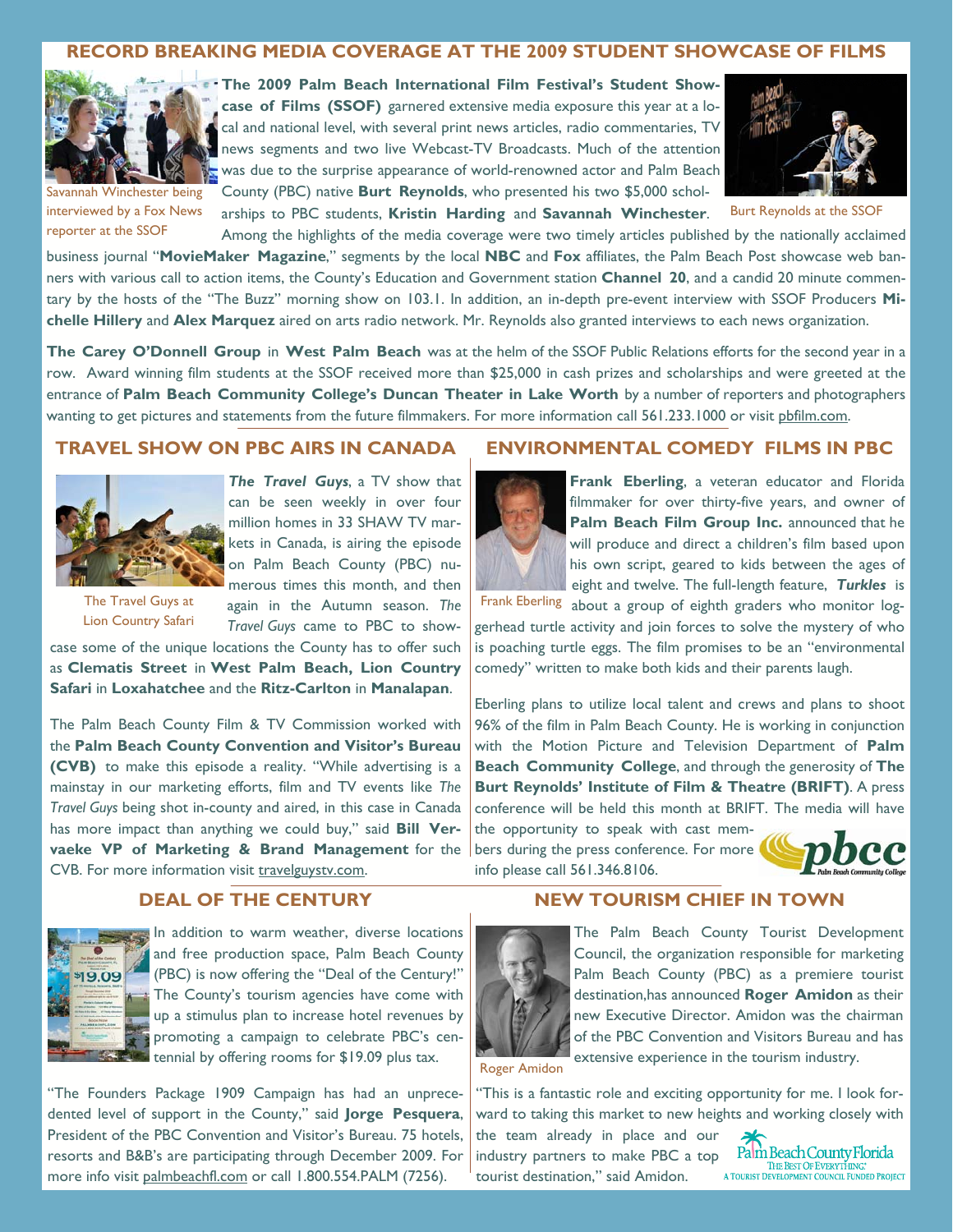## RECORD BREAKING MEDIA COVERAGE AT THE 2009 STUDENT SHOWCASE OF FILMS

Savannah Winchester being interviewed by a Fox News reporter at the SSOF

**The 2009 Palm Beach International Film Festival's Student Showcase of Films (SSOF)** garnered extensive media exposure this year at a local and national level, with several print news articles, radio commentaries, TV news segments and two live Webcast-TV Broadcasts. Much of the attention was due to the surprise appearance of world-renowned actor and Palm Beach County (PBC) native **Burt Reynolds**, who presented his two $5,000 scholarships to PBC students, **Kristin Harding** and **Savannah Winchester**.

Burt Reynolds at the SSOF

Among the highlights of the media coverage were two timely articles published by the nationally acclaimed business journal "**MovieMaker Magazine**," segments by the local **NBC** and **Fox** affiliates, the Palm Beach Post showcase web banners with various call to action items, the County's Education and Government station **Channel 20**, and a candid 20 minute commentary by the hosts of the "The Buzz" morning show on 103.1. In addition, an in-depth pre-event interview with SSOF Producers **Michelle Hillery** and **Alex Marquez** aired on arts radio network. Mr. Reynolds also granted interviews to each news organization.

**The Carey O'Donnell Group** in **West Palm Beach** was at the helm of the SSOF Public Relations efforts for the second year in a row. Award winning film students at the SSOF received more than $25,000 in cash prizes and scholarships and were greeted at the entrance of **Palm Beach Community College's Duncan Theater in Lake Worth** by a number of reporters and photographers wanting to get pictures and statements from the future filmmakers. For more information call 561.233.1000 or visit pbfilm.com.

## TRAVEL SHOW ON PBC AIRS IN CANADA

The Travel Guys at Lion Country Safari

***The Travel Guys***, a TV show that can be seen weekly in over four million homes in 33 SHAW TV markets in Canada, is airing the episode on Palm Beach County (PBC) numerous times this month, and then again in the Autumn season. *The Travel Guys* came to PBC to showcase some of the unique locations the County has to offer such as **Clematis Street** in **West Palm Beach, Lion Country Safari** in **Loxahatchee** and the **Ritz-Carlton** in **Manalapan**.

The Palm Beach County Film & TV Commission worked with the **Palm Beach County Convention and Visitor's Bureau (CVB)** to make this episode a reality. "While advertising is a mainstay in our marketing efforts, film and TV events like *The Travel Guys* being shot in-county and aired, in this case in Canada has more impact than anything we could buy," said **Bill Vervaeke VP of Marketing & Brand Management** for the CVB. For more information visit travelguystv.com.

## ENVIRONMENTAL COMEDY FILMS IN PBC

Frank Eberling

**Frank Eberling**, a veteran educator and Florida filmmaker for over thirty-five years, and owner of **Palm Beach Film Group Inc.** announced that he will produce and direct a children's film based upon his own script, geared to kids between the ages of eight and twelve. The full-length feature, ***Turkles*** is about a group of eighth graders who monitor loggerhead turtle activity and join forces to solve the mystery of who is poaching turtle eggs. The film promises to be an "environmental comedy" written to make both kids and their parents laugh.

Eberling plans to utilize local talent and crews and plans to shoot 96% of the film in Palm Beach County. He is working in conjunction with the Motion Picture and Television Department of **Palm Beach Community College**, and through the generosity of **The Burt Reynolds' Institute of Film & Theatre (BRIFT)**. A press conference will be held this month at BRIFT. The media will have the opportunity to speak with cast members during the press conference. For more info please call 561.346.8106.

## DEAL OF THE CENTURY

In addition to warm weather, diverse locations and free production space, Palm Beach County (PBC) is now offering the "Deal of the Century!" The County's tourism agencies have come with up a stimulus plan to increase hotel revenues by promoting a campaign to celebrate PBC's centennial by offering rooms for $19.09 plus tax.

"The Founders Package 1909 Campaign has had an unprecedented level of support in the County," said **Jorge Pesquera**, President of the PBC Convention and Visitor's Bureau. 75 hotels, resorts and B&B's are participating through December 2009. For more info visit palmbeachfl.com or call 1.800.554.PALM (7256).

## NEW TOURISM CHIEF IN TOWN

Roger Amidon

The Palm Beach County Tourist Development Council, the organization responsible for marketing Palm Beach County (PBC) as a premiere tourist destination,has announced **Roger Amidon** as their new Executive Director. Amidon was the chairman of the PBC Convention and Visitors Bureau and has extensive experience in the tourism industry.

"This is a fantastic role and exciting opportunity for me. I look forward to taking this market to new heights and working closely with the team already in place and our industry partners to make PBC a top tourist destination," said Amidon.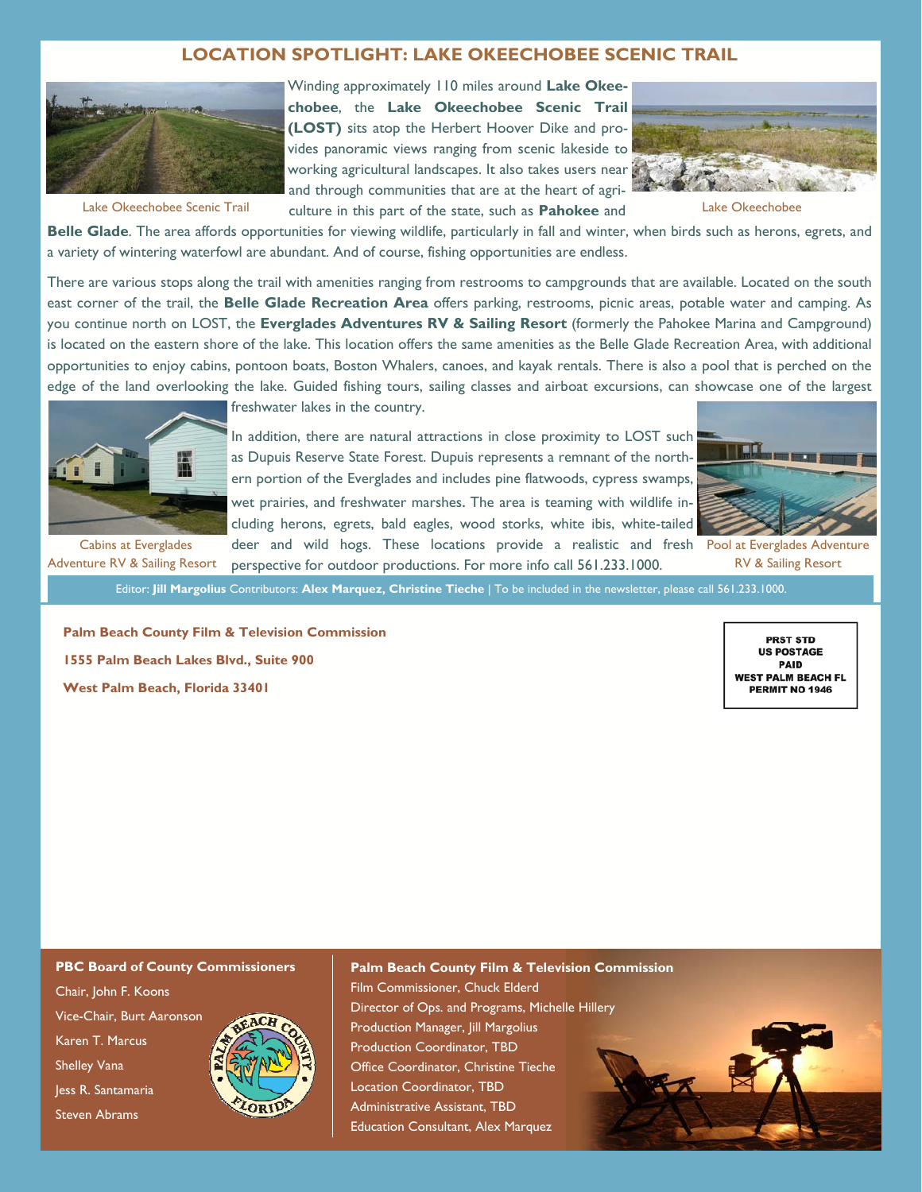## LOCATION SPOTLIGHT: LAKE OKEECHOBEE SCENIC TRAIL

Lake Okeechobee Scenic Trail

Lake Okeechobee

Winding approximately 110 miles around **Lake Okeechobee**, the **Lake Okeechobee Scenic Trail (LOST)** sits atop the Herbert Hoover Dike and provides panoramic views ranging from scenic lakeside to working agricultural landscapes. It also takes users near and through communities that are at the heart of agriculture in this part of the state, such as **Pahokee** and **Belle Glade**. The area affords opportunities for viewing wildlife, particularly in fall and winter, when birds such as herons, egrets, and a variety of wintering waterfowl are abundant. And of course, fishing opportunities are endless.

There are various stops along the trail with amenities ranging from restrooms to campgrounds that are available. Located on the south east corner of the trail, the **Belle Glade Recreation Area** offers parking, restrooms, picnic areas, potable water and camping. As you continue north on LOST, the **Everglades Adventures RV & Sailing Resort** (formerly the Pahokee Marina and Campground) is located on the eastern shore of the lake. This location offers the same amenities as the Belle Glade Recreation Area, with additional opportunities to enjoy cabins, pontoon boats, Boston Whalers, canoes, and kayak rentals. There is also a pool that is perched on the edge of the land overlooking the lake. Guided fishing tours, sailing classes and airboat excursions, can showcase one of the largest freshwater lakes in the country.

In addition, there are natural attractions in close proximity to LOST such as Dupuis Reserve State Forest. Dupuis represents a remnant of the northern portion of the Everglades and includes pine flatwoods, cypress swamps, wet prairies, and freshwater marshes. The area is teaming with wildlife including herons, egrets, bald eagles, wood storks, white ibis, white-tailed deer and wild hogs. These locations provide a realistic and fresh perspective for outdoor productions. For more info call 561.233.1000.

Cabins at Everglades Adventure RV & Sailing Resort

Pool at Everglades Adventure RV & Sailing Resort

Editor: **Jill Margolius** Contributors: **Alex Marquez, Christine Tieche** | To be included in the newsletter, please call 561.233.1000.

**Palm Beach County Film & Television Commission**

**1555 Palm Beach Lakes Blvd., Suite 900**

**West Palm Beach, Florida 33401**

PRST STD
US POSTAGE
PAID
WEST PALM BEACH FL
PERMIT NO 1946

**PBC Board of County Commissioners**

Chair, John F. Koons
Vice-Chair, Burt Aaronson
Karen T. Marcus
Shelley Vana
Jess R. Santamaria
Steven Abrams

**Palm Beach County Film & Television Commission**

Film Commissioner, Chuck Elderd
Director of Ops. and Programs, Michelle Hillery
Production Manager, Jill Margolius
Production Coordinator, TBD
Office Coordinator, Christine Tieche
Location Coordinator, TBD
Administrative Assistant, TBD
Education Consultant, Alex Marquez